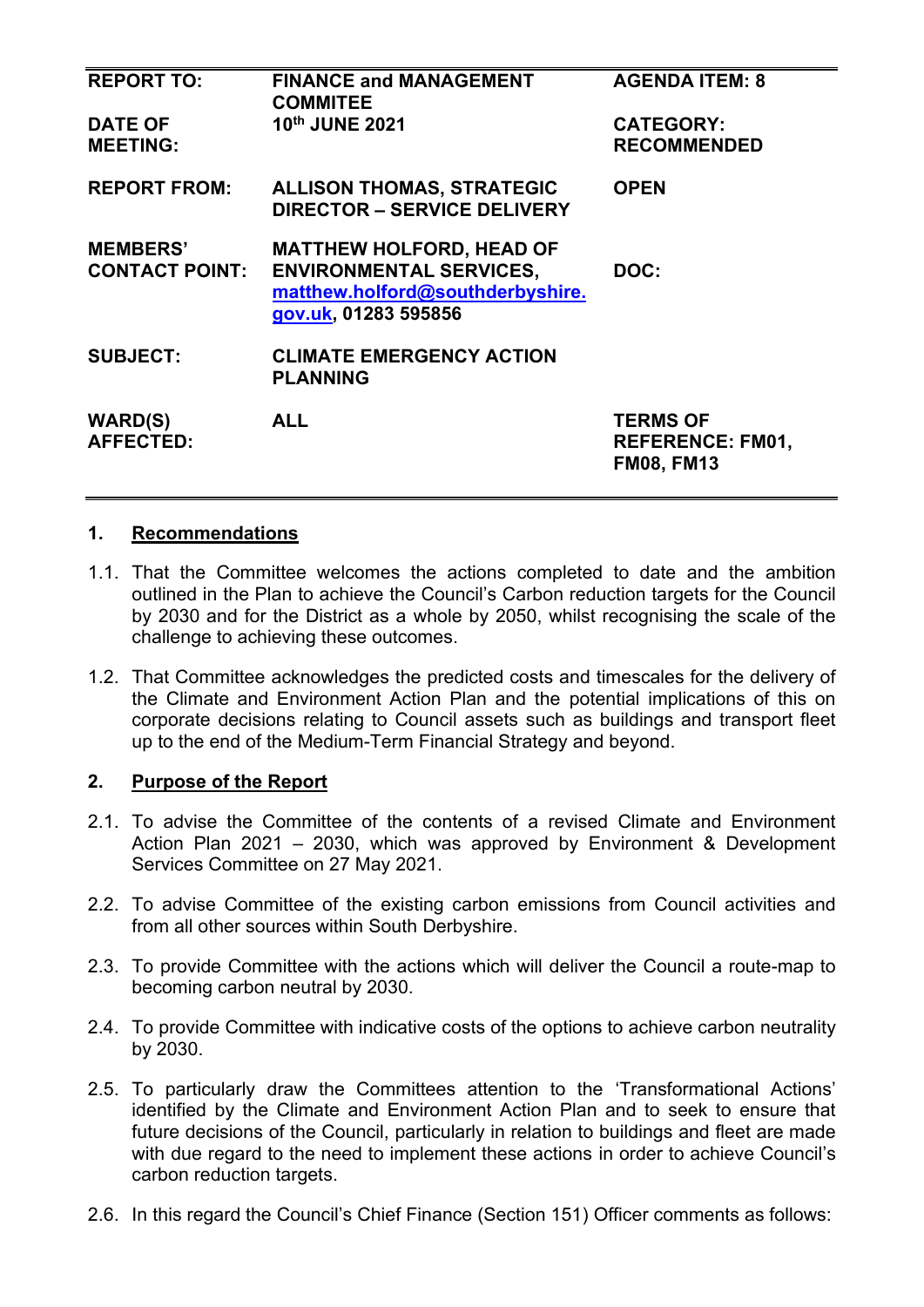| | | |
|---|---|---|
| **REPORT TO:** | **FINANCE and MANAGEMENT COMMITEE** | **AGENDA ITEM: 8** |
| **DATE OF MEETING:** | **10th JUNE 2021** | **CATEGORY: RECOMMENDED** |
| **REPORT FROM:** | **ALLISON THOMAS, STRATEGIC DIRECTOR – SERVICE DELIVERY** | **OPEN** |
| **MEMBERS' CONTACT POINT:** | **MATTHEW HOLFORD, HEAD OF ENVIRONMENTAL SERVICES, matthew.holford@southderbyshire.gov.uk, 01283 595856** | **DOC:** |
| **SUBJECT:** | **CLIMATE EMERGENCY ACTION PLANNING** | |
| **WARD(S) AFFECTED:** | **ALL** | **TERMS OF REFERENCE: FM01, FM08, FM13** |

## 1. Recommendations

1.1. That the Committee welcomes the actions completed to date and the ambition outlined in the Plan to achieve the Council's Carbon reduction targets for the Council by 2030 and for the District as a whole by 2050, whilst recognising the scale of the challenge to achieving these outcomes.

1.2. That Committee acknowledges the predicted costs and timescales for the delivery of the Climate and Environment Action Plan and the potential implications of this on corporate decisions relating to Council assets such as buildings and transport fleet up to the end of the Medium-Term Financial Strategy and beyond.

## 2. Purpose of the Report

2.1. To advise the Committee of the contents of a revised Climate and Environment Action Plan 2021 – 2030, which was approved by Environment & Development Services Committee on 27 May 2021.

2.2. To advise Committee of the existing carbon emissions from Council activities and from all other sources within South Derbyshire.

2.3. To provide Committee with the actions which will deliver the Council a route-map to becoming carbon neutral by 2030.

2.4. To provide Committee with indicative costs of the options to achieve carbon neutrality by 2030.

2.5. To particularly draw the Committees attention to the 'Transformational Actions' identified by the Climate and Environment Action Plan and to seek to ensure that future decisions of the Council, particularly in relation to buildings and fleet are made with due regard to the need to implement these actions in order to achieve Council's carbon reduction targets.

2.6. In this regard the Council's Chief Finance (Section 151) Officer comments as follows: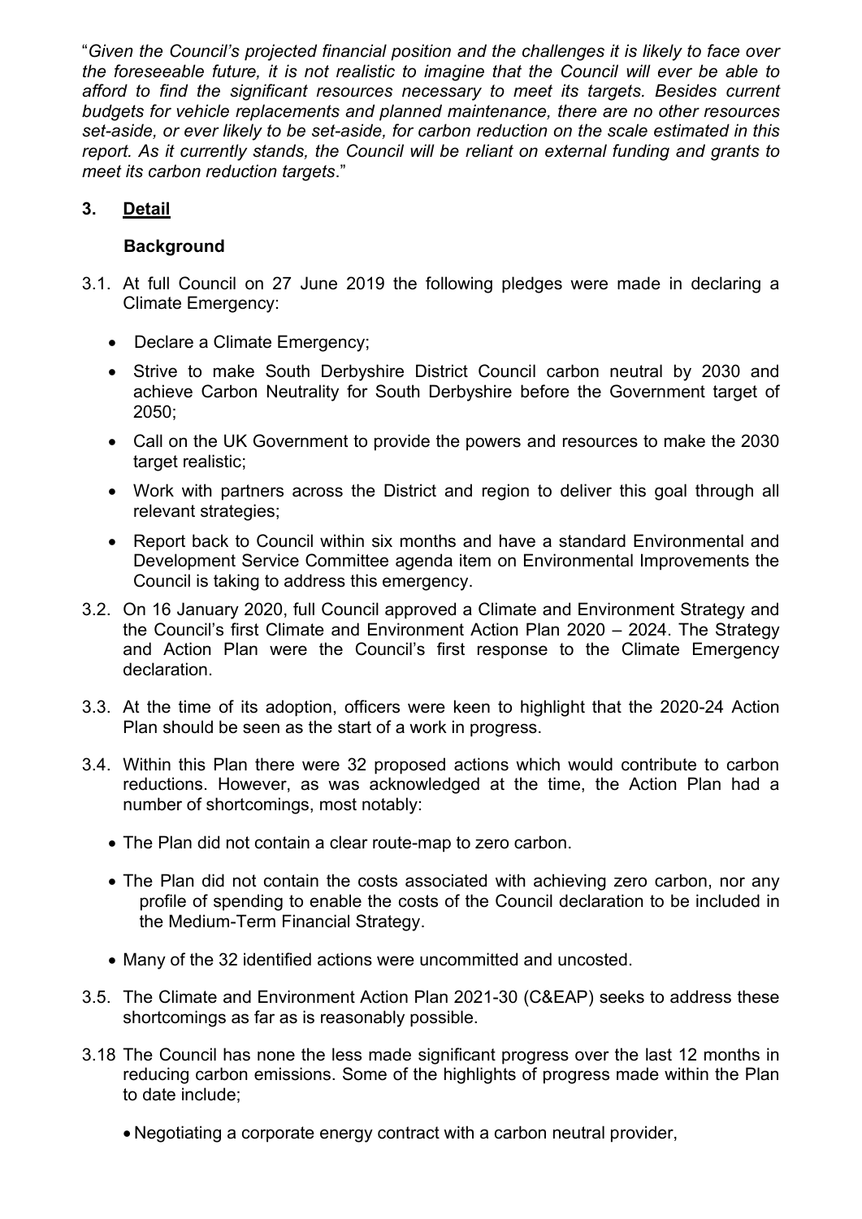"*Given the Council's projected financial position and the challenges it is likely to face over the foreseeable future, it is not realistic to imagine that the Council will ever be able to afford to find the significant resources necessary to meet its targets. Besides current budgets for vehicle replacements and planned maintenance, there are no other resources set-aside, or ever likely to be set-aside, for carbon reduction on the scale estimated in this report. As it currently stands, the Council will be reliant on external funding and grants to meet its carbon reduction targets*."

## 3. Detail

### Background

3.1. At full Council on 27 June 2019 the following pledges were made in declaring a Climate Emergency:

- Declare a Climate Emergency;
- Strive to make South Derbyshire District Council carbon neutral by 2030 and achieve Carbon Neutrality for South Derbyshire before the Government target of 2050;
- Call on the UK Government to provide the powers and resources to make the 2030 target realistic;
- Work with partners across the District and region to deliver this goal through all relevant strategies;
- Report back to Council within six months and have a standard Environmental and Development Service Committee agenda item on Environmental Improvements the Council is taking to address this emergency.

3.2. On 16 January 2020, full Council approved a Climate and Environment Strategy and the Council's first Climate and Environment Action Plan 2020 – 2024. The Strategy and Action Plan were the Council's first response to the Climate Emergency declaration.

3.3. At the time of its adoption, officers were keen to highlight that the 2020-24 Action Plan should be seen as the start of a work in progress.

3.4. Within this Plan there were 32 proposed actions which would contribute to carbon reductions. However, as was acknowledged at the time, the Action Plan had a number of shortcomings, most notably:

- The Plan did not contain a clear route-map to zero carbon.
- The Plan did not contain the costs associated with achieving zero carbon, nor any profile of spending to enable the costs of the Council declaration to be included in the Medium-Term Financial Strategy.
- Many of the 32 identified actions were uncommitted and uncosted.

3.5. The Climate and Environment Action Plan 2021-30 (C&EAP) seeks to address these shortcomings as far as is reasonably possible.

3.18 The Council has none the less made significant progress over the last 12 months in reducing carbon emissions. Some of the highlights of progress made within the Plan to date include;

- Negotiating a corporate energy contract with a carbon neutral provider,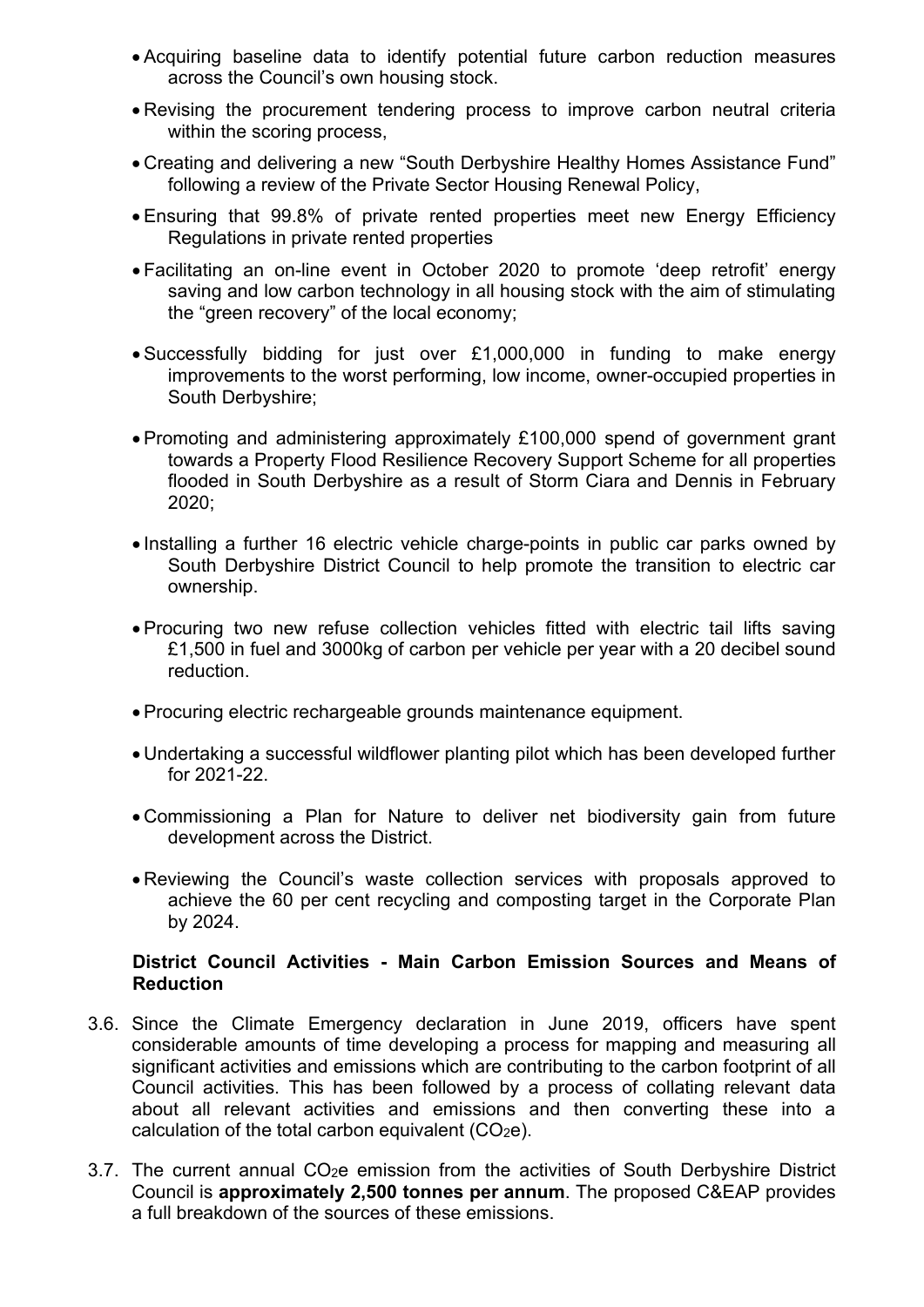- Acquiring baseline data to identify potential future carbon reduction measures across the Council's own housing stock.
- Revising the procurement tendering process to improve carbon neutral criteria within the scoring process,
- Creating and delivering a new "South Derbyshire Healthy Homes Assistance Fund" following a review of the Private Sector Housing Renewal Policy,
- Ensuring that 99.8% of private rented properties meet new Energy Efficiency Regulations in private rented properties
- Facilitating an on-line event in October 2020 to promote 'deep retrofit' energy saving and low carbon technology in all housing stock with the aim of stimulating the "green recovery" of the local economy;
- Successfully bidding for just over £1,000,000 in funding to make energy improvements to the worst performing, low income, owner-occupied properties in South Derbyshire;
- Promoting and administering approximately £100,000 spend of government grant towards a Property Flood Resilience Recovery Support Scheme for all properties flooded in South Derbyshire as a result of Storm Ciara and Dennis in February 2020;
- Installing a further 16 electric vehicle charge-points in public car parks owned by South Derbyshire District Council to help promote the transition to electric car ownership.
- Procuring two new refuse collection vehicles fitted with electric tail lifts saving £1,500 in fuel and 3000kg of carbon per vehicle per year with a 20 decibel sound reduction.
- Procuring electric rechargeable grounds maintenance equipment.
- Undertaking a successful wildflower planting pilot which has been developed further for 2021-22.
- Commissioning a Plan for Nature to deliver net biodiversity gain from future development across the District.
- Reviewing the Council's waste collection services with proposals approved to achieve the 60 per cent recycling and composting target in the Corporate Plan by 2024.

**District Council Activities - Main Carbon Emission Sources and Means of Reduction**

3.6. Since the Climate Emergency declaration in June 2019, officers have spent considerable amounts of time developing a process for mapping and measuring all significant activities and emissions which are contributing to the carbon footprint of all Council activities. This has been followed by a process of collating relevant data about all relevant activities and emissions and then converting these into a calculation of the total carbon equivalent ($CO_2e$).

3.7. The current annual $CO_2e$ emission from the activities of South Derbyshire District Council is **approximately 2,500 tonnes per annum**. The proposed C&EAP provides a full breakdown of the sources of these emissions.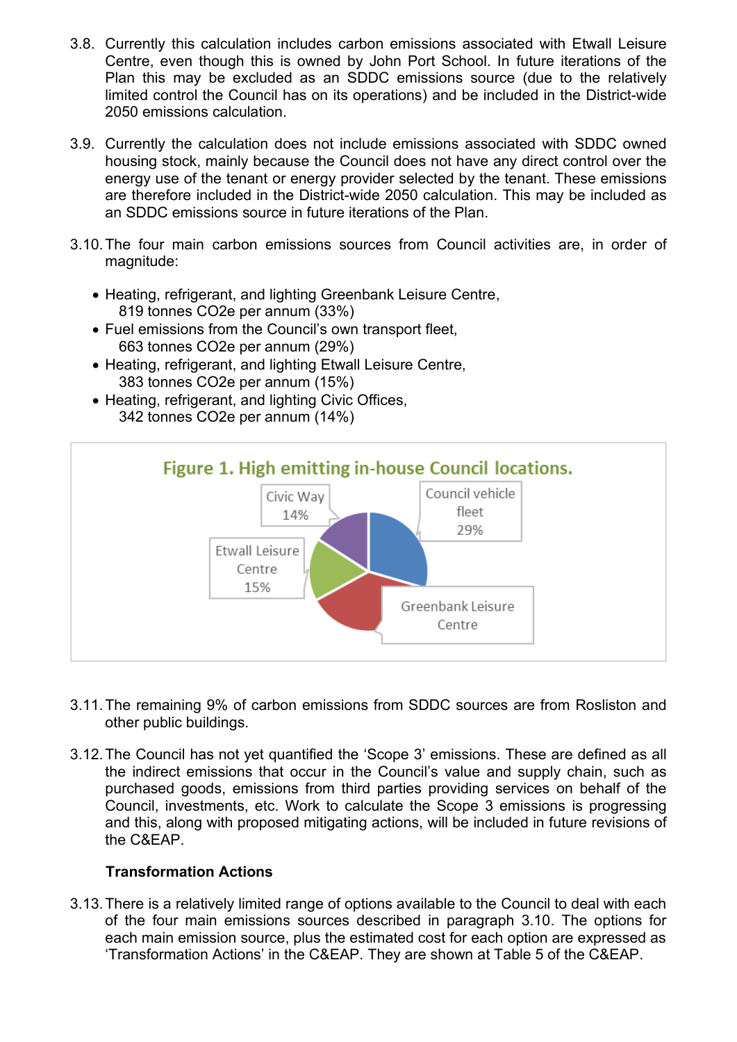3.8. Currently this calculation includes carbon emissions associated with Etwall Leisure Centre, even though this is owned by John Port School. In future iterations of the Plan this may be excluded as an SDDC emissions source (due to the relatively limited control the Council has on its operations) and be included in the District-wide 2050 emissions calculation.

3.9. Currently the calculation does not include emissions associated with SDDC owned housing stock, mainly because the Council does not have any direct control over the energy use of the tenant or energy provider selected by the tenant. These emissions are therefore included in the District-wide 2050 calculation. This may be included as an SDDC emissions source in future iterations of the Plan.

3.10. The four main carbon emissions sources from Council activities are, in order of magnitude:

- Heating, refrigerant, and lighting Greenbank Leisure Centre, 819 tonnes $CO_2e$ per annum (33%)
- Fuel emissions from the Council's own transport fleet, 663 tonnes $CO_2e$ per annum (29%)
- Heating, refrigerant, and lighting Etwall Leisure Centre, 383 tonnes $CO_2e$ per annum (15%)
- Heating, refrigerant, and lighting Civic Offices, 342 tonnes $CO_2e$ per annum (14%)

**Figure 1. High emitting in-house Council locations.**

Civic Way 14%
Council vehicle fleet 29%
Etwall Leisure Centre 15%
Greenbank Leisure Centre

3.11. The remaining 9% of carbon emissions from SDDC sources are from Rosliston and other public buildings.

3.12. The Council has not yet quantified the 'Scope 3' emissions. These are defined as all the indirect emissions that occur in the Council's value and supply chain, such as purchased goods, emissions from third parties providing services on behalf of the Council, investments, etc. Work to calculate the Scope 3 emissions is progressing and this, along with proposed mitigating actions, will be included in future revisions of the C&EAP.

**Transformation Actions**

3.13. There is a relatively limited range of options available to the Council to deal with each of the four main emissions sources described in paragraph 3.10. The options for each main emission source, plus the estimated cost for each option are expressed as 'Transformation Actions' in the C&EAP. They are shown at Table 5 of the C&EAP.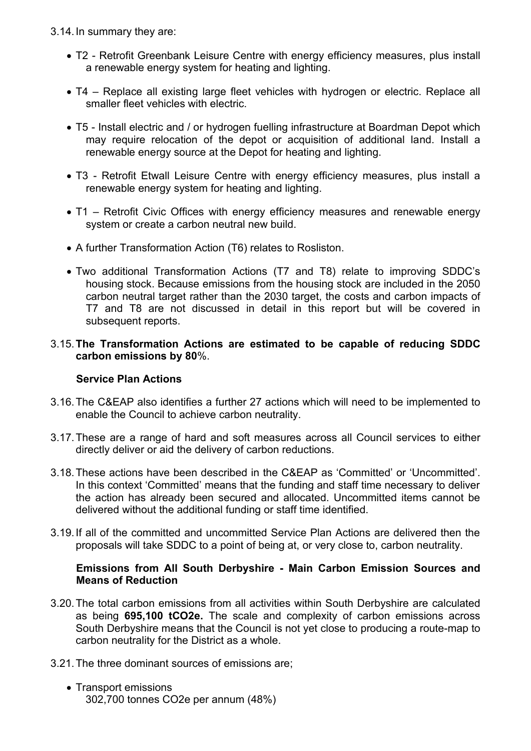3.14. In summary they are:

- T2 - Retrofit Greenbank Leisure Centre with energy efficiency measures, plus install a renewable energy system for heating and lighting.
- T4 – Replace all existing large fleet vehicles with hydrogen or electric. Replace all smaller fleet vehicles with electric.
- T5 - Install electric and / or hydrogen fuelling infrastructure at Boardman Depot which may require relocation of the depot or acquisition of additional land. Install a renewable energy source at the Depot for heating and lighting.
- T3 - Retrofit Etwall Leisure Centre with energy efficiency measures, plus install a renewable energy system for heating and lighting.
- T1 – Retrofit Civic Offices with energy efficiency measures and renewable energy system or create a carbon neutral new build.
- A further Transformation Action (T6) relates to Rosliston.
- Two additional Transformation Actions (T7 and T8) relate to improving SDDC's housing stock. Because emissions from the housing stock are included in the 2050 carbon neutral target rather than the 2030 target, the costs and carbon impacts of T7 and T8 are not discussed in detail in this report but will be covered in subsequent reports.

3.15. **The Transformation Actions are estimated to be capable of reducing SDDC carbon emissions by 80**%.

**Service Plan Actions**

3.16. The C&EAP also identifies a further 27 actions which will need to be implemented to enable the Council to achieve carbon neutrality.

3.17. These are a range of hard and soft measures across all Council services to either directly deliver or aid the delivery of carbon reductions.

3.18. These actions have been described in the C&EAP as 'Committed' or 'Uncommitted'. In this context 'Committed' means that the funding and staff time necessary to deliver the action has already been secured and allocated. Uncommitted items cannot be delivered without the additional funding or staff time identified.

3.19. If all of the committed and uncommitted Service Plan Actions are delivered then the proposals will take SDDC to a point of being at, or very close to, carbon neutrality.

**Emissions from All South Derbyshire - Main Carbon Emission Sources and Means of Reduction**

3.20. The total carbon emissions from all activities within South Derbyshire are calculated as being **695,100 tCO2e.** The scale and complexity of carbon emissions across South Derbyshire means that the Council is not yet close to producing a route-map to carbon neutrality for the District as a whole.

3.21. The three dominant sources of emissions are;

- Transport emissions
  302,700 tonnes CO2e per annum (48%)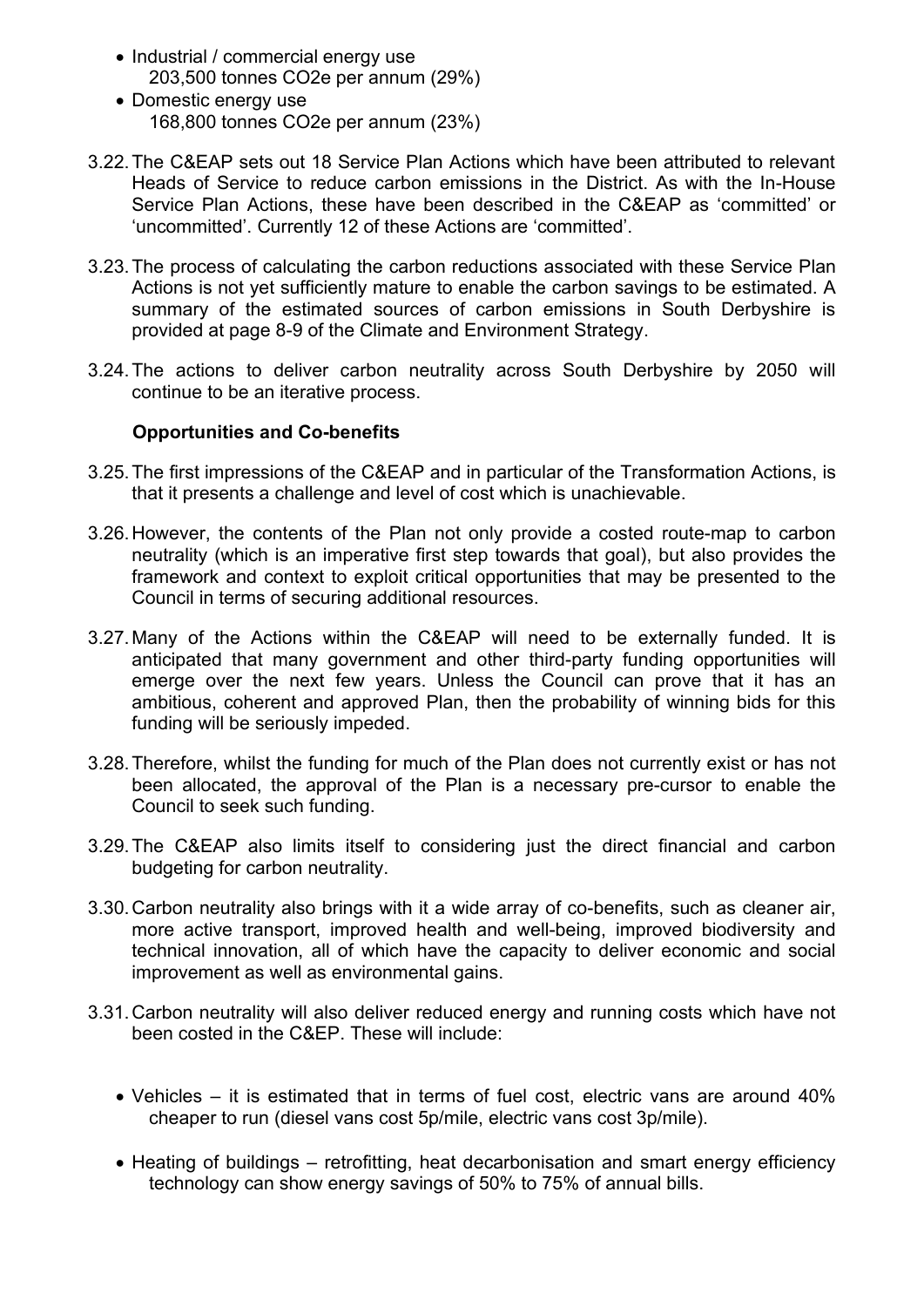- Industrial / commercial energy use
  203,500 tonnes CO2e per annum (29%)
- Domestic energy use
  168,800 tonnes CO2e per annum (23%)

3.22. The C&EAP sets out 18 Service Plan Actions which have been attributed to relevant Heads of Service to reduce carbon emissions in the District. As with the In-House Service Plan Actions, these have been described in the C&EAP as 'committed' or 'uncommitted'. Currently 12 of these Actions are 'committed'.

3.23. The process of calculating the carbon reductions associated with these Service Plan Actions is not yet sufficiently mature to enable the carbon savings to be estimated. A summary of the estimated sources of carbon emissions in South Derbyshire is provided at page 8-9 of the Climate and Environment Strategy.

3.24. The actions to deliver carbon neutrality across South Derbyshire by 2050 will continue to be an iterative process.

**Opportunities and Co-benefits**

3.25. The first impressions of the C&EAP and in particular of the Transformation Actions, is that it presents a challenge and level of cost which is unachievable.

3.26. However, the contents of the Plan not only provide a costed route-map to carbon neutrality (which is an imperative first step towards that goal), but also provides the framework and context to exploit critical opportunities that may be presented to the Council in terms of securing additional resources.

3.27. Many of the Actions within the C&EAP will need to be externally funded. It is anticipated that many government and other third-party funding opportunities will emerge over the next few years. Unless the Council can prove that it has an ambitious, coherent and approved Plan, then the probability of winning bids for this funding will be seriously impeded.

3.28. Therefore, whilst the funding for much of the Plan does not currently exist or has not been allocated, the approval of the Plan is a necessary pre-cursor to enable the Council to seek such funding.

3.29. The C&EAP also limits itself to considering just the direct financial and carbon budgeting for carbon neutrality.

3.30. Carbon neutrality also brings with it a wide array of co-benefits, such as cleaner air, more active transport, improved health and well-being, improved biodiversity and technical innovation, all of which have the capacity to deliver economic and social improvement as well as environmental gains.

3.31. Carbon neutrality will also deliver reduced energy and running costs which have not been costed in the C&EP. These will include:

- Vehicles – it is estimated that in terms of fuel cost, electric vans are around 40% cheaper to run (diesel vans cost 5p/mile, electric vans cost 3p/mile).

- Heating of buildings – retrofitting, heat decarbonisation and smart energy efficiency technology can show energy savings of 50% to 75% of annual bills.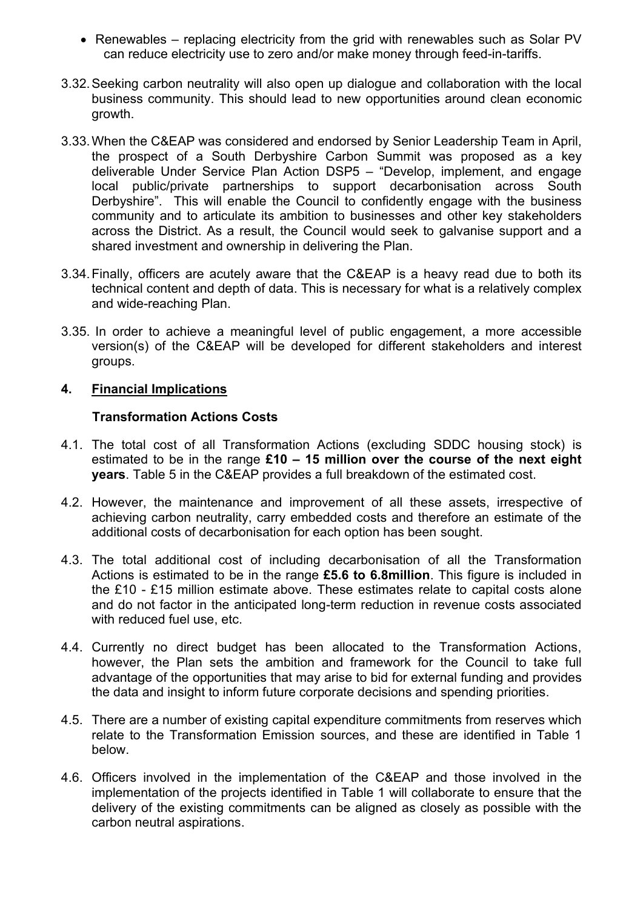- Renewables – replacing electricity from the grid with renewables such as Solar PV can reduce electricity use to zero and/or make money through feed-in-tariffs.

3.32. Seeking carbon neutrality will also open up dialogue and collaboration with the local business community. This should lead to new opportunities around clean economic growth.

3.33. When the C&EAP was considered and endorsed by Senior Leadership Team in April, the prospect of a South Derbyshire Carbon Summit was proposed as a key deliverable Under Service Plan Action DSP5 – "Develop, implement, and engage local public/private partnerships to support decarbonisation across South Derbyshire". This will enable the Council to confidently engage with the business community and to articulate its ambition to businesses and other key stakeholders across the District. As a result, the Council would seek to galvanise support and a shared investment and ownership in delivering the Plan.

3.34. Finally, officers are acutely aware that the C&EAP is a heavy read due to both its technical content and depth of data. This is necessary for what is a relatively complex and wide-reaching Plan.

3.35. In order to achieve a meaningful level of public engagement, a more accessible version(s) of the C&EAP will be developed for different stakeholders and interest groups.

## 4. Financial Implications

### Transformation Actions Costs

4.1. The total cost of all Transformation Actions (excluding SDDC housing stock) is estimated to be in the range **£10 – 15 million over the course of the next eight years**. Table 5 in the C&EAP provides a full breakdown of the estimated cost.

4.2. However, the maintenance and improvement of all these assets, irrespective of achieving carbon neutrality, carry embedded costs and therefore an estimate of the additional costs of decarbonisation for each option has been sought.

4.3. The total additional cost of including decarbonisation of all the Transformation Actions is estimated to be in the range **£5.6 to 6.8million**. This figure is included in the £10 - £15 million estimate above. These estimates relate to capital costs alone and do not factor in the anticipated long-term reduction in revenue costs associated with reduced fuel use, etc.

4.4. Currently no direct budget has been allocated to the Transformation Actions, however, the Plan sets the ambition and framework for the Council to take full advantage of the opportunities that may arise to bid for external funding and provides the data and insight to inform future corporate decisions and spending priorities.

4.5. There are a number of existing capital expenditure commitments from reserves which relate to the Transformation Emission sources, and these are identified in Table 1 below.

4.6. Officers involved in the implementation of the C&EAP and those involved in the implementation of the projects identified in Table 1 will collaborate to ensure that the delivery of the existing commitments can be aligned as closely as possible with the carbon neutral aspirations.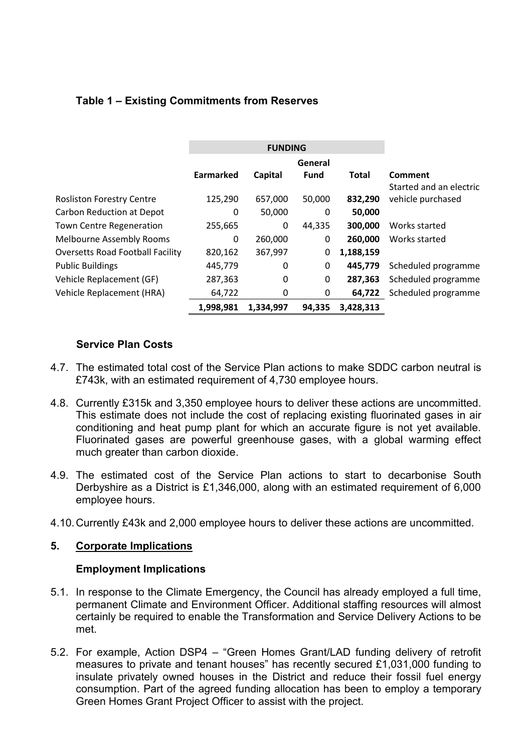### Table 1 – Existing Commitments from Reserves

| | FUNDING | | | | |
|---|---|---|---|---|---|
| | Earmarked | Capital | General Fund | Total | Comment |
| Rosliston Forestry Centre | 125,290 | 657,000 | 50,000 | **832,290** | Started and an electric vehicle purchased |
| Carbon Reduction at Depot | 0 | 50,000 | 0 | **50,000** | |
| Town Centre Regeneration | 255,665 | 0 | 44,335 | **300,000** | Works started |
| Melbourne Assembly Rooms | 0 | 260,000 | 0 | **260,000** | Works started |
| Oversetts Road Football Facility | 820,162 | 367,997 | 0 | **1,188,159** | |
| Public Buildings | 445,779 | 0 | 0 | **445,779** | Scheduled programme |
| Vehicle Replacement (GF) | 287,363 | 0 | 0 | **287,363** | Scheduled programme |
| Vehicle Replacement (HRA) | 64,722 | 0 | 0 | **64,722** | Scheduled programme |
| | **1,998,981** | **1,334,997** | **94,335** | **3,428,313** | |

**Service Plan Costs**

4.7. The estimated total cost of the Service Plan actions to make SDDC carbon neutral is £743k, with an estimated requirement of 4,730 employee hours.

4.8. Currently £315k and 3,350 employee hours to deliver these actions are uncommitted. This estimate does not include the cost of replacing existing fluorinated gases in air conditioning and heat pump plant for which an accurate figure is not yet available. Fluorinated gases are powerful greenhouse gases, with a global warming effect much greater than carbon dioxide.

4.9. The estimated cost of the Service Plan actions to start to decarbonise South Derbyshire as a District is £1,346,000, along with an estimated requirement of 6,000 employee hours.

4.10. Currently £43k and 2,000 employee hours to deliver these actions are uncommitted.

## 5. Corporate Implications

**Employment Implications**

5.1. In response to the Climate Emergency, the Council has already employed a full time, permanent Climate and Environment Officer. Additional staffing resources will almost certainly be required to enable the Transformation and Service Delivery Actions to be met.

5.2. For example, Action DSP4 – "Green Homes Grant/LAD funding delivery of retrofit measures to private and tenant houses" has recently secured £1,031,000 funding to insulate privately owned houses in the District and reduce their fossil fuel energy consumption. Part of the agreed funding allocation has been to employ a temporary Green Homes Grant Project Officer to assist with the project.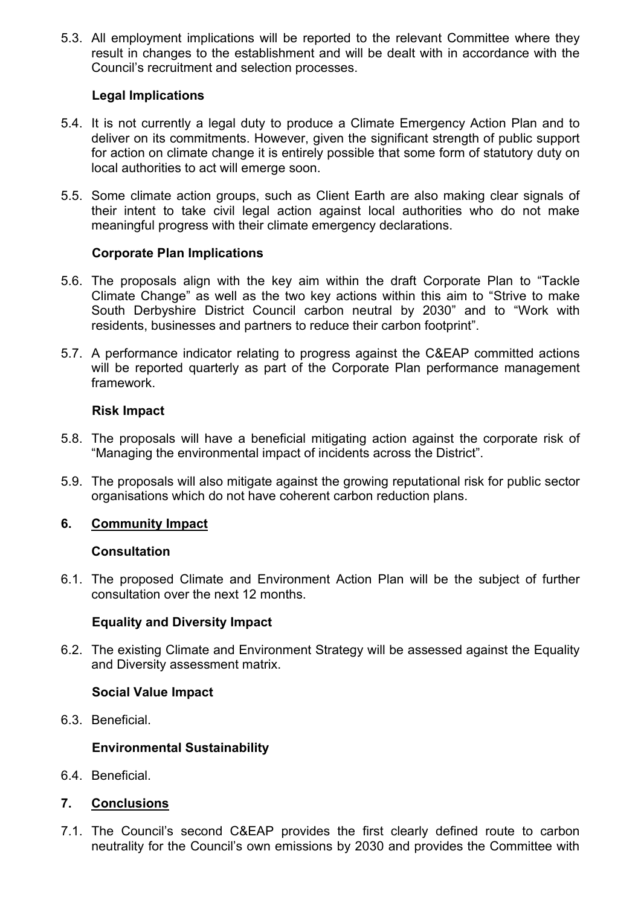5.3. All employment implications will be reported to the relevant Committee where they result in changes to the establishment and will be dealt with in accordance with the Council's recruitment and selection processes.

**Legal Implications**

5.4. It is not currently a legal duty to produce a Climate Emergency Action Plan and to deliver on its commitments. However, given the significant strength of public support for action on climate change it is entirely possible that some form of statutory duty on local authorities to act will emerge soon.

5.5. Some climate action groups, such as Client Earth are also making clear signals of their intent to take civil legal action against local authorities who do not make meaningful progress with their climate emergency declarations.

**Corporate Plan Implications**

5.6. The proposals align with the key aim within the draft Corporate Plan to "Tackle Climate Change" as well as the two key actions within this aim to "Strive to make South Derbyshire District Council carbon neutral by 2030" and to "Work with residents, businesses and partners to reduce their carbon footprint".

5.7. A performance indicator relating to progress against the C&EAP committed actions will be reported quarterly as part of the Corporate Plan performance management framework.

**Risk Impact**

5.8. The proposals will have a beneficial mitigating action against the corporate risk of "Managing the environmental impact of incidents across the District".

5.9. The proposals will also mitigate against the growing reputational risk for public sector organisations which do not have coherent carbon reduction plans.

## 6. Community Impact

**Consultation**

6.1. The proposed Climate and Environment Action Plan will be the subject of further consultation over the next 12 months.

**Equality and Diversity Impact**

6.2. The existing Climate and Environment Strategy will be assessed against the Equality and Diversity assessment matrix.

**Social Value Impact**

6.3. Beneficial.

**Environmental Sustainability**

6.4. Beneficial.

## 7. Conclusions

7.1. The Council's second C&EAP provides the first clearly defined route to carbon neutrality for the Council's own emissions by 2030 and provides the Committee with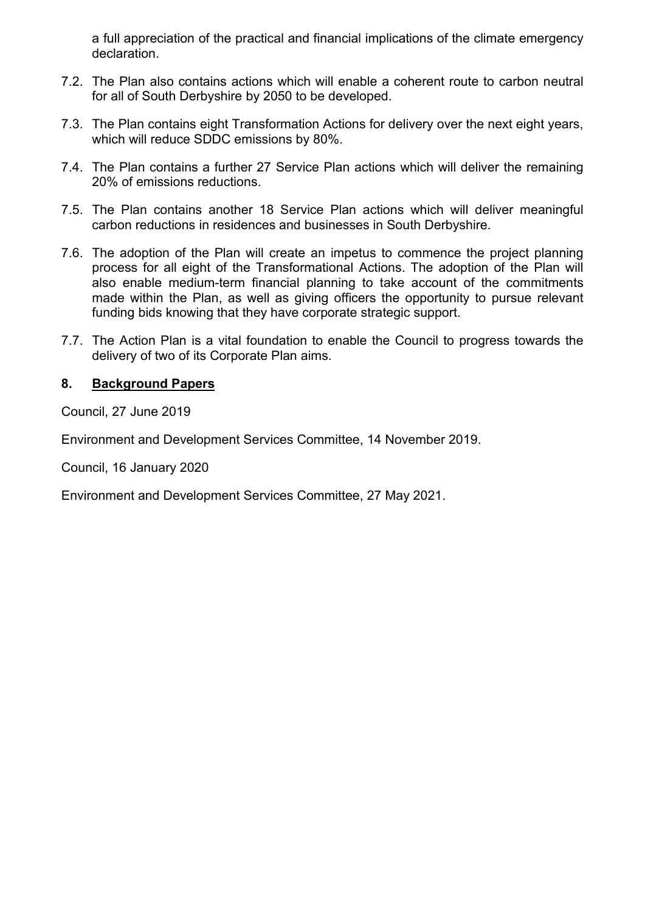a full appreciation of the practical and financial implications of the climate emergency declaration.

7.2. The Plan also contains actions which will enable a coherent route to carbon neutral for all of South Derbyshire by 2050 to be developed.

7.3. The Plan contains eight Transformation Actions for delivery over the next eight years, which will reduce SDDC emissions by 80%.

7.4. The Plan contains a further 27 Service Plan actions which will deliver the remaining 20% of emissions reductions.

7.5. The Plan contains another 18 Service Plan actions which will deliver meaningful carbon reductions in residences and businesses in South Derbyshire.

7.6. The adoption of the Plan will create an impetus to commence the project planning process for all eight of the Transformational Actions. The adoption of the Plan will also enable medium-term financial planning to take account of the commitments made within the Plan, as well as giving officers the opportunity to pursue relevant funding bids knowing that they have corporate strategic support.

7.7. The Action Plan is a vital foundation to enable the Council to progress towards the delivery of two of its Corporate Plan aims.

## 8. Background Papers

Council, 27 June 2019

Environment and Development Services Committee, 14 November 2019.

Council, 16 January 2020

Environment and Development Services Committee, 27 May 2021.